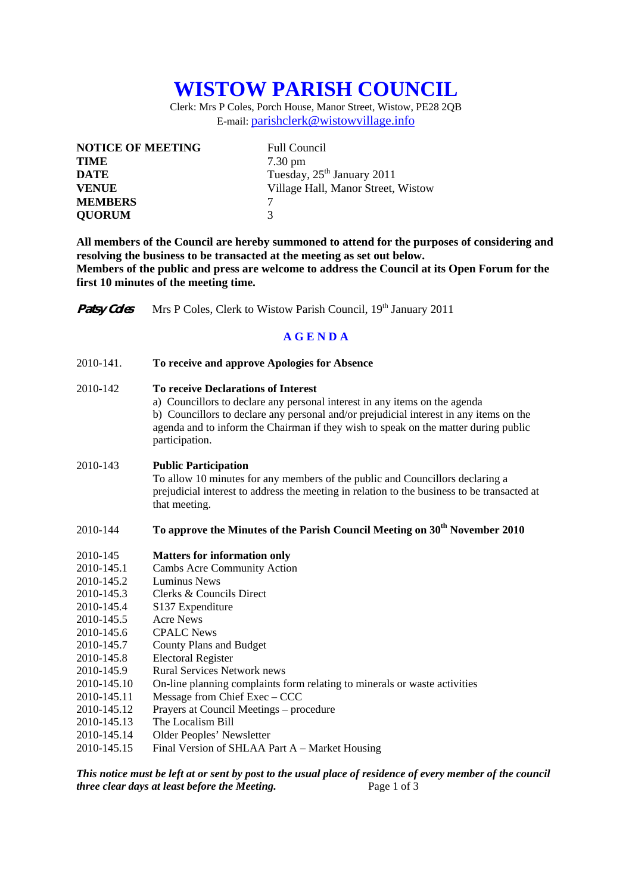# WISTOW PARISH COUNCIL

Clerk: Mrs P Coles, Porch House, Manor Street, Wistow, PE28 2QB
E-mail: parishclerk@wistowvillage.info

| | |
|---|---|
| **NOTICE OF MEETING** | Full Council |
| **TIME** | 7.30 pm |
| **DATE** | Tuesday, 25th January 2011 |
| **VENUE** | Village Hall, Manor Street, Wistow |
| **MEMBERS** | 7 |
| **QUORUM** | 3 |

**All members of the Council are hereby summoned to attend for the purposes of considering and resolving the business to be transacted at the meeting as set out below.**
**Members of the public and press are welcome to address the Council at its Open Forum for the first 10 minutes of the meeting time.**

*Patsy Coles* Mrs P Coles, Clerk to Wistow Parish Council, 19th January 2011

## AGENDA

2010-141. **To receive and approve Apologies for Absence**

2010-142 **To receive Declarations of Interest**
a) Councillors to declare any personal interest in any items on the agenda
b) Councillors to declare any personal and/or prejudicial interest in any items on the agenda and to inform the Chairman if they wish to speak on the matter during public participation.

2010-143 **Public Participation**
To allow 10 minutes for any members of the public and Councillors declaring a prejudicial interest to address the meeting in relation to the business to be transacted at that meeting.

2010-144 **To approve the Minutes of the Parish Council Meeting on 30th November 2010**

2010-145 **Matters for information only**
2010-145.1 Cambs Acre Community Action
2010-145.2 Luminus News
2010-145.3 Clerks & Councils Direct
2010-145.4 S137 Expenditure
2010-145.5 Acre News
2010-145.6 CPALC News
2010-145.7 County Plans and Budget
2010-145.8 Electoral Register
2010-145.9 Rural Services Network news
2010-145.10 On-line planning complaints form relating to minerals or waste activities
2010-145.11 Message from Chief Exec – CCC
2010-145.12 Prayers at Council Meetings – procedure
2010-145.13 The Localism Bill
2010-145.14 Older Peoples' Newsletter
2010-145.15 Final Version of SHLAA Part A – Market Housing

***This notice must be left at or sent by post to the usual place of residence of every member of the council three clear days at least before the Meeting.***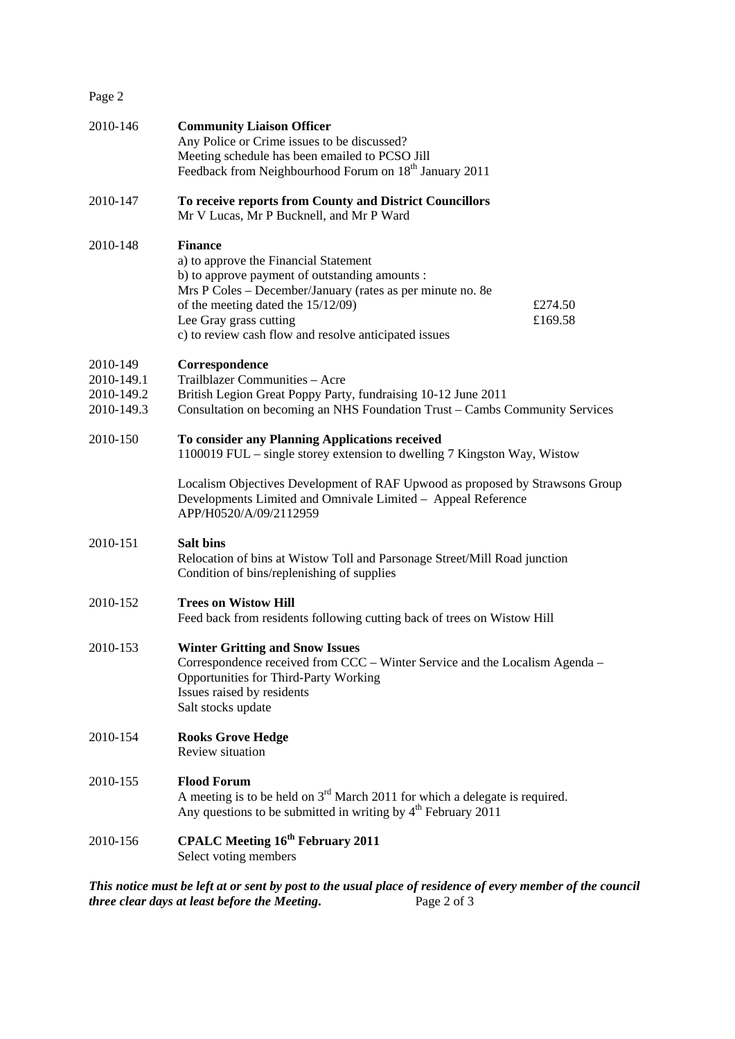**2010-146 Community Liaison Officer**

Any Police or Crime issues to be discussed?
Meeting schedule has been emailed to PCSO Jill
Feedback from Neighbourhood Forum on 18th January 2011

**2010-147 To receive reports from County and District Councillors**

Mr V Lucas, Mr P Bucknell, and Mr P Ward

**2010-148 Finance**

a) to approve the Financial Statement
b) to approve payment of outstanding amounts :

| | |
|---|---|
| Mrs P Coles – December/January (rates as per minute no. 8e of the meeting dated the 15/12/09) | £274.50 |
| Lee Gray grass cutting | £169.58 |

c) to review cash flow and resolve anticipated issues

**2010-149 Correspondence**

2010-149.1 Trailblazer Communities – Acre
2010-149.2 British Legion Great Poppy Party, fundraising 10-12 June 2011
2010-149.3 Consultation on becoming an NHS Foundation Trust – Cambs Community Services

**2010-150 To consider any Planning Applications received**

1100019 FUL – single storey extension to dwelling 7 Kingston Way, Wistow

Localism Objectives Development of RAF Upwood as proposed by Strawsons Group Developments Limited and Omnivale Limited – Appeal Reference APP/H0520/A/09/2112959

**2010-151 Salt bins**

Relocation of bins at Wistow Toll and Parsonage Street/Mill Road junction
Condition of bins/replenishing of supplies

**2010-152 Trees on Wistow Hill**

Feed back from residents following cutting back of trees on Wistow Hill

**2010-153 Winter Gritting and Snow Issues**

Correspondence received from CCC – Winter Service and the Localism Agenda – Opportunities for Third-Party Working
Issues raised by residents
Salt stocks update

**2010-154 Rooks Grove Hedge**

Review situation

**2010-155 Flood Forum**

A meeting is to be held on 3rd March 2011 for which a delegate is required.
Any questions to be submitted in writing by 4th February 2011

**2010-156 CPALC Meeting 16th February 2011**

Select voting members

***This notice must be left at or sent by post to the usual place of residence of every member of the council three clear days at least before the Meeting.***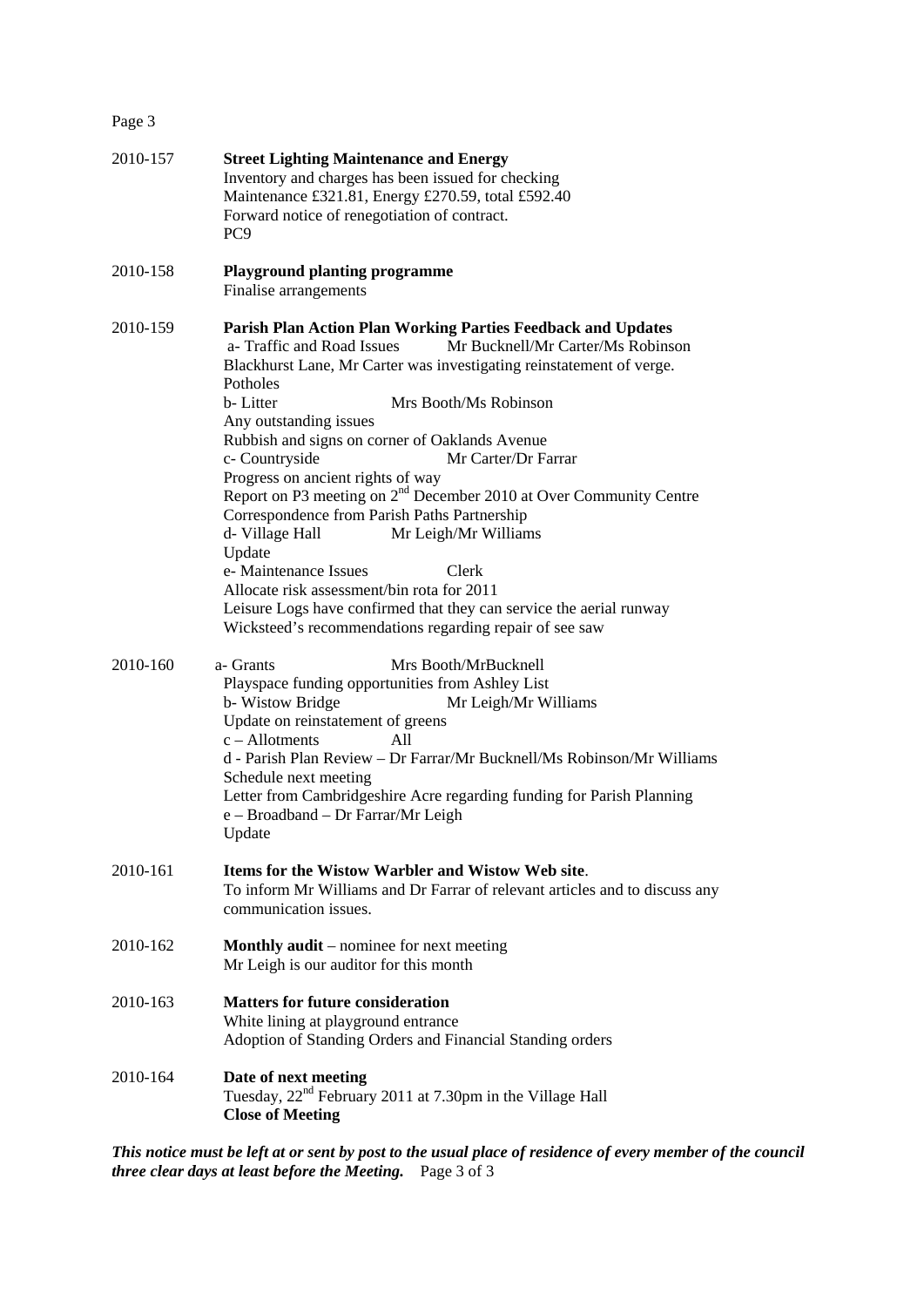2010-157 **Street Lighting Maintenance and Energy**
Inventory and charges has been issued for checking
Maintenance £321.81, Energy £270.59, total £592.40
Forward notice of renegotiation of contract.
PC9

2010-158 **Playground planting programme**
Finalise arrangements

2010-159 **Parish Plan Action Plan Working Parties Feedback and Updates**
a- Traffic and Road Issues Mr Bucknell/Mr Carter/Ms Robinson
Blackhurst Lane, Mr Carter was investigating reinstatement of verge.
Potholes
b- Litter Mrs Booth/Ms Robinson
Any outstanding issues
Rubbish and signs on corner of Oaklands Avenue
c- Countryside Mr Carter/Dr Farrar
Progress on ancient rights of way
Report on P3 meeting on 2nd December 2010 at Over Community Centre
Correspondence from Parish Paths Partnership
d- Village Hall Mr Leigh/Mr Williams
Update
e- Maintenance Issues Clerk
Allocate risk assessment/bin rota for 2011
Leisure Logs have confirmed that they can service the aerial runway
Wicksteed's recommendations regarding repair of see saw

2010-160 a- Grants Mrs Booth/MrBucknell
Playspace funding opportunities from Ashley List
b- Wistow Bridge Mr Leigh/Mr Williams
Update on reinstatement of greens
c – Allotments All
d - Parish Plan Review – Dr Farrar/Mr Bucknell/Ms Robinson/Mr Williams
Schedule next meeting
Letter from Cambridgeshire Acre regarding funding for Parish Planning
e – Broadband – Dr Farrar/Mr Leigh
Update

2010-161 **Items for the Wistow Warbler and Wistow Web site**.
To inform Mr Williams and Dr Farrar of relevant articles and to discuss any communication issues.

2010-162 **Monthly audit** – nominee for next meeting
Mr Leigh is our auditor for this month

2010-163 **Matters for future consideration**
White lining at playground entrance
Adoption of Standing Orders and Financial Standing orders

2010-164 **Date of next meeting**
Tuesday, 22nd February 2011 at 7.30pm in the Village Hall
**Close of Meeting**

***This notice must be left at or sent by post to the usual place of residence of every member of the council three clear days at least before the Meeting.***